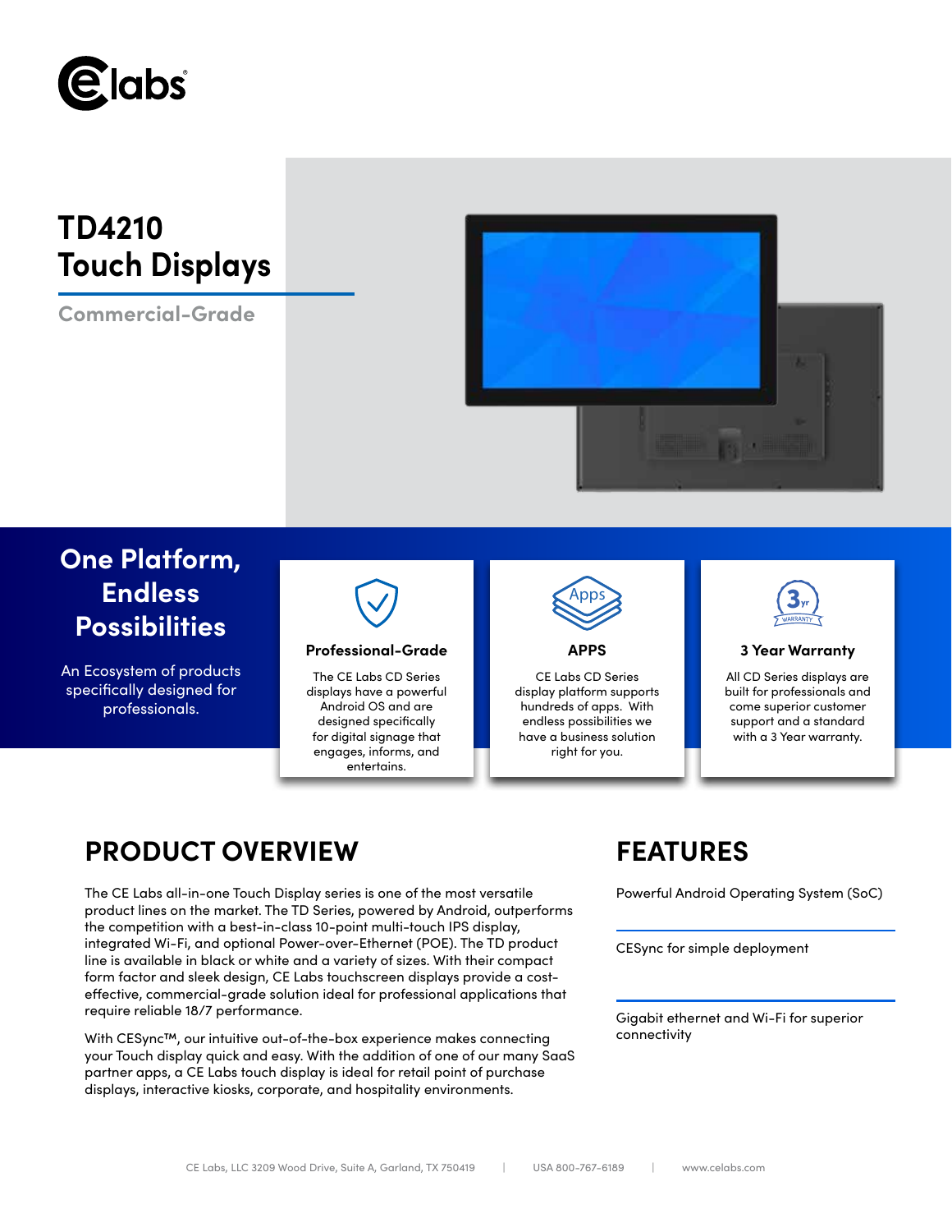# TD4210 Touch Displays

Commercial-Grade

## One Platform, Endless Possibilities

An Ecosystem of products specifically designed for professionals.

### Professional-Grade

The CE Labs CD Series displays have a powerful Android OS and are designed specifically for digital signage that engages, informs, and entertains.

### APPS

CE Labs CD Series display platform supports hundreds of apps. With endless possibilities we have a business solution right for you.

### 3 Year Warranty

All CD Series displays are built for professionals and come superior customer support and a standard with a 3 Year warranty.

## PRODUCT OVERVIEW

The CE Labs all-in-one Touch Display series is one of the most versatile product lines on the market. The TD Series, powered by Android, outperforms the competition with a best-in-class 10-point multi-touch IPS display, integrated Wi-Fi, and optional Power-over-Ethernet (POE). The TD product line is available in black or white and a variety of sizes. With their compact form factor and sleek design, CE Labs touchscreen displays provide a cost-effective, commercial-grade solution ideal for professional applications that require reliable 18/7 performance.

With CESync™, our intuitive out-of-the-box experience makes connecting your Touch display quick and easy. With the addition of one of our many SaaS partner apps, a CE Labs touch display is ideal for retail point of purchase displays, interactive kiosks, corporate, and hospitality environments.

## FEATURES

Powerful Android Operating System (SoC)

CESync for simple deployment

Gigabit ethernet and Wi-Fi for superior connectivity

CE Labs, LLC 3209 Wood Drive, Suite A, Garland, TX 750419 | USA 800-767-6189 | www.celabs.com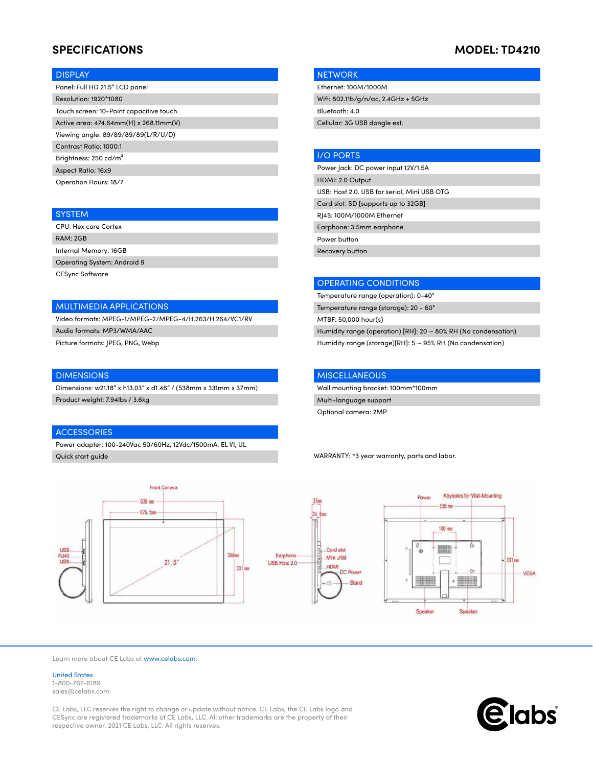# SPECIFICATIONS

## MODEL: TD4210

### DISPLAY

- Panel: Full HD 21.5" LCD panel
- Resolution: 1920*1080
- Touch screen: 10-Point capacitive touch
- Active area: 474.64mm(H) x 268.11mm(V)
- Viewing angle: 89/89/89/89(L/R/U/D)
- Contrast Ratio: 1000:1
- Brightness: 250 cd/m²
- Aspect Ratio: 16x9
- Operation Hours: 18/7

### SYSTEM

- CPU: Hex core Cortex
- RAM: 2GB
- Internal Memory: 16GB
- Operating System: Android 9
- CESync Software

### MULTIMEDIA APPLICATIONS

- Video formats: MPEG-1/MPEG-2/MPEG-4/H.263/H.264/VC1/RV
- Audio formats: MP3/WMA/AAC
- Picture formats: JPEG, PNG, Webp

### DIMENSIONS

- Dimensions: w21.18" x h13.03" x d1.46" / (538mm x 331mm x 37mm)
- Product weight: 7.94lbs / 3.6kg

### ACCESSORIES

- Power adapter: 100-240Vac 50/60Hz, 12Vdc/1500mA. EL VI, UL
- Quick start guide

### NETWORK

- Ethernet: 100M/1000M
- Wifi: 802.11b/g/n/ac, 2.4GHz + 5GHz
- Bluetooth: 4.0
- Cellular: 3G USB dongle ext.

### I/O PORTS

- Power Jack: DC power input 12V/1.5A
- HDMI: 2.0 Output
- USB: Host 2.0. USB for serial, Mini USB OTG
- Card slot: SD [supports up to 32GB]
- RJ45: 100M/1000M Ethernet
- Earphone: 3.5mm earphone
- Power button
- Recovery button

### OPERATING CONDITIONS

- Temperature range (operation): 0-40°
- Temperature range (storage): 20 - 60°
- MTBF: 50,000 hour(s)
- Humidity range (operation) [RH]: 20 ~ 80% RH (No condensation)
- Humidity range (storage)[RH]: 5 ~ 95% RH (No condensation)

### MISCELLANEOUS

- Wall mounting bracket: 100mm*100mm
- Multi-language support
- Optional camera: 2MP

WARRANTY: *3 year warranty, parts and labor.

Front Camera
538 mm
476.5mm
21.5"
268mm
331 mm
USB
RJ45
USB
37mm
24.5mm
Earphone
USB Host 2.0
Card slot
Mini USB
HDMI
DC Power
Stand
Power
Keyholes for Wall-Mounting
538 mm
100 mm
331 mm
VESA
Speaker
Speaker

Learn more about CE Labs at www.celabs.com.

United States
1-800-767-6189
sales@celabs.com

CE Labs, LLC reserves the right to change or update without notice. CE Labs, the CE Labs logo and CESync are registered trademarks of CE Labs, LLC. All other trademarks are the property of their respective owner. 2021 CE Labs, LLC. All rights reserves.

labs®